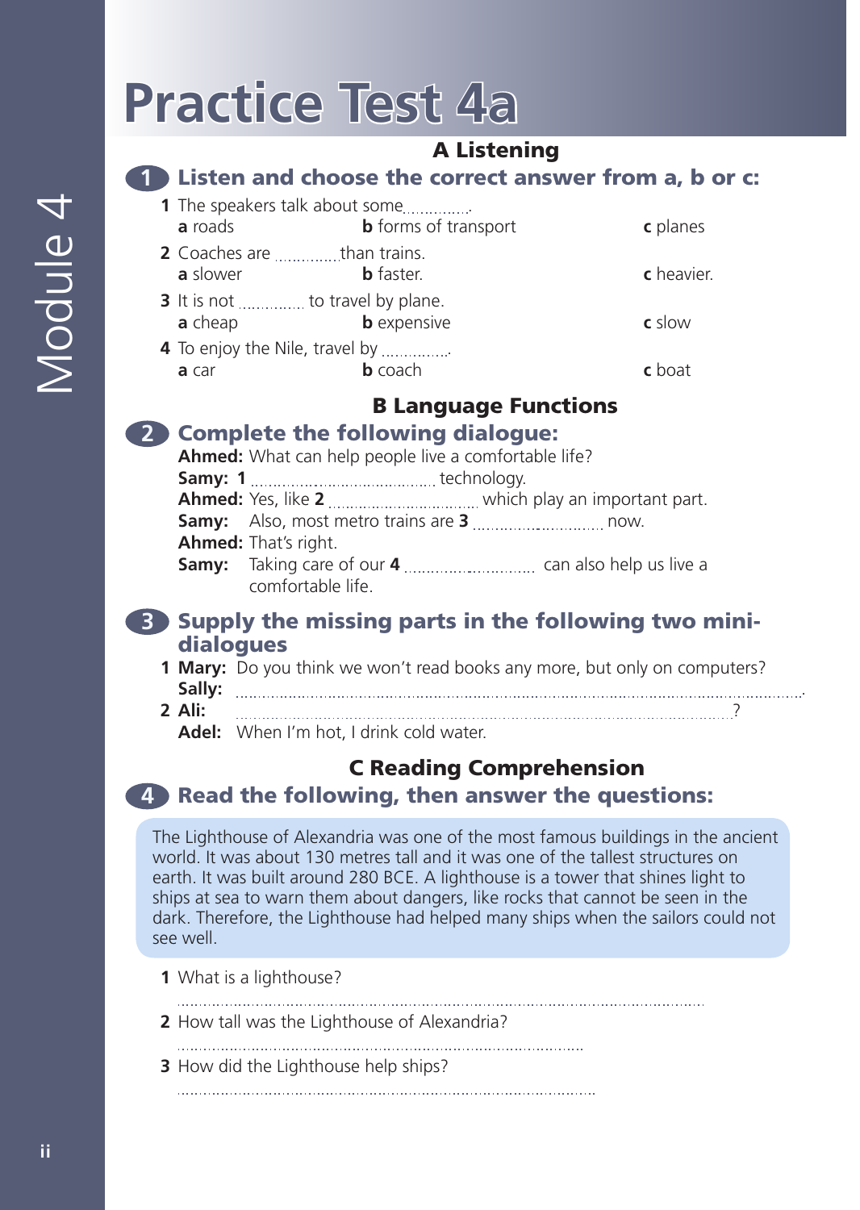# Practice Test 4a

## A Listening

### 1 Listen and choose the correct answer from a, b or c:

**1** The speakers talk about some..............

**a** roads **b** forms of transport **c** planes

**2** Coaches are ..............than trains.

**a** slower **b** faster. **c** heavier.

**3** It is not .............. to travel by plane.

**a** cheap **b** expensive **c** slow

**4** To enjoy the Nile, travel by ...............

**a** car **b** coach **c** boat

## B Language Functions

### 2 Complete the following dialogue:

**Ahmed:** What can help people live a comfortable life?

**Samy:** **1** ........................................ technology.

**Ahmed:** Yes, like **2** ................................ which play an important part.

**Samy:** Also, most metro trains are **3** ............................ now.

**Ahmed:** That's right.

**Samy:** Taking care of our **4** ............................ can also help us live a comfortable life.

### 3 Supply the missing parts in the following two mini-dialogues

**1 Mary:** Do you think we won't read books any more, but only on computers?

**Sally:** ..........................................................................................................

**2 Ali:** ..........................................................................................................?

**Adel:** When I'm hot, I drink cold water.

## C Reading Comprehension

### 4 Read the following, then answer the questions:

The Lighthouse of Alexandria was one of the most famous buildings in the ancient world. It was about 130 metres tall and it was one of the tallest structures on earth. It was built around 280 BCE. A lighthouse is a tower that shines light to ships at sea to warn them about dangers, like rocks that cannot be seen in the dark. Therefore, the Lighthouse had helped many ships when the sailors could not see well.

**1** What is a lighthouse?

..........................................................................................................

**2** How tall was the Lighthouse of Alexandria?

..........................................................................................................

**3** How did the Lighthouse help ships?

..........................................................................................................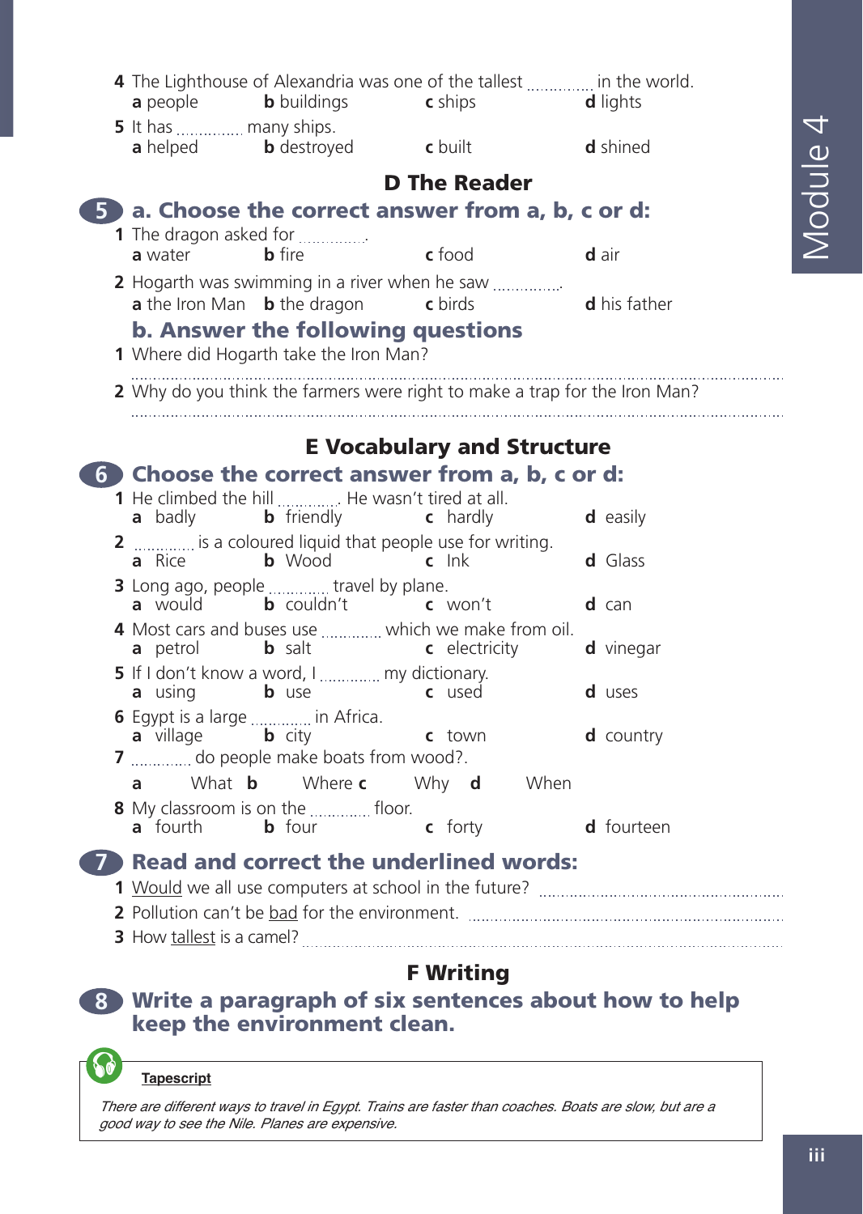4 The Lighthouse of Alexandria was one of the tallest .............. in the world.
**a** people **b** buildings **c** ships **d** lights

5 It has .............. many ships.
**a** helped **b** destroyed **c** built **d** shined

## D The Reader

**5** **a. Choose the correct answer from a, b, c or d:**

1 The dragon asked for ..............
**a** water **b** fire **c** food **d** air

2 Hogarth was swimming in a river when he saw ..............
**a** the Iron Man **b** the dragon **c** birds **d** his father

**b. Answer the following questions**

1 Where did Hogarth take the Iron Man?

.......................................................................................................................

2 Why do you think the farmers were right to make a trap for the Iron Man?

.......................................................................................................................

## E Vocabulary and Structure

**6** **Choose the correct answer from a, b, c or d:**

1 He climbed the hill ............. He wasn't tired at all.
**a** badly **b** friendly **c** hardly **d** easily

2 ............. is a coloured liquid that people use for writing.
**a** Rice **b** Wood **c** Ink **d** Glass

3 Long ago, people ............. travel by plane.
**a** would **b** couldn't **c** won't **d** can

4 Most cars and buses use ............. which we make from oil.
**a** petrol **b** salt **c** electricity **d** vinegar

5 If I don't know a word, I ............. my dictionary.
**a** using **b** use **c** used **d** uses

6 Egypt is a large ............. in Africa.
**a** village **b** city **c** town **d** country

7 ............. do people make boats from wood?.
**a** What **b** Where **c** Why **d** When

8 My classroom is on the ............. floor.
**a** fourth **b** four **c** forty **d** fourteen

**7** **Read and correct the underlined words:**

1 Would we all use computers at school in the future? ..........................................

2 Pollution can't be bad for the environment. ..........................................

3 How tallest is a camel? ..........................................

## F Writing

**8** **Write a paragraph of six sentences about how to help keep the environment clean.**

**Tapescript**

*There are different ways to travel in Egypt. Trains are faster than coaches. Boats are slow, but are a good way to see the Nile. Planes are expensive.*